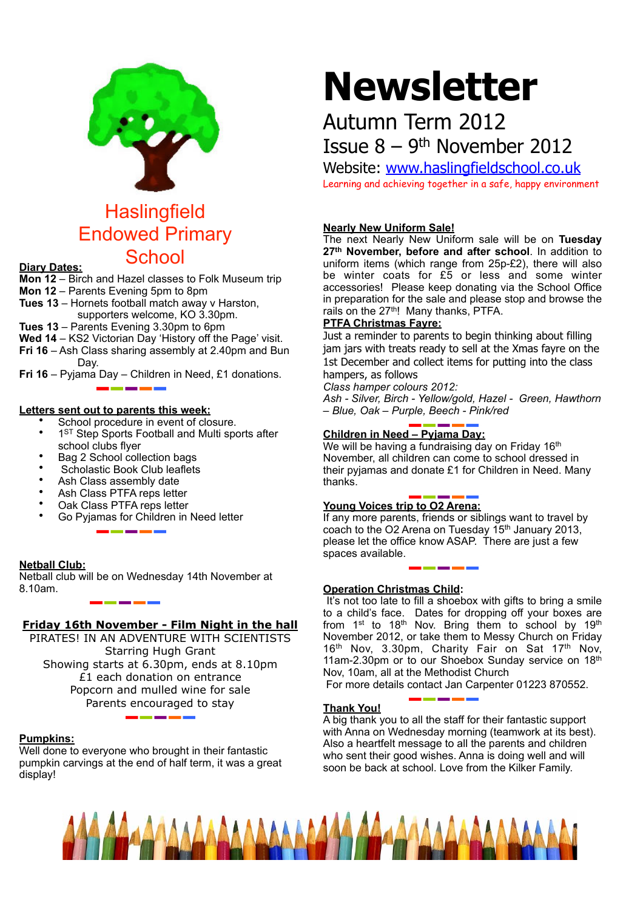# Haslingfield Endowed Primary School

# Newsletter

## Autumn Term 2012

## Issue 8 – 9th November 2012

Website: www.haslingfieldschool.co.uk

Learning and achieving together in a safe, happy environment

**Diary Dates:**

**Mon 12** – Birch and Hazel classes to Folk Museum trip
**Mon 12** – Parents Evening 5pm to 8pm
**Tues 13** – Hornets football match away v Harston, supporters welcome, KO 3.30pm.
**Tues 13** – Parents Evening 3.30pm to 6pm
**Wed 14** – KS2 Victorian Day 'History off the Page' visit.
**Fri 16** – Ash Class sharing assembly at 2.40pm and Bun Day.
**Fri 16** – Pyjama Day – Children in Need, £1 donations.

**Letters sent out to parents this week:**

- School procedure in event of closure.
- 1ST Step Sports Football and Multi sports after school clubs flyer
- Bag 2 School collection bags
- Scholastic Book Club leaflets
- Ash Class assembly date
- Ash Class PTFA reps letter
- Oak Class PTFA reps letter
- Go Pyjamas for Children in Need letter

**Netball Club:**

Netball club will be on Wednesday 14th November at 8.10am.

**Friday 16th November - Film Night in the hall**

PIRATES! IN AN ADVENTURE WITH SCIENTISTS
Starring Hugh Grant
Showing starts at 6.30pm, ends at 8.10pm
£1 each donation on entrance
Popcorn and mulled wine for sale
Parents encouraged to stay

**Pumpkins:**

Well done to everyone who brought in their fantastic pumpkin carvings at the end of half term, it was a great display!

**Nearly New Uniform Sale!**

The next Nearly New Uniform sale will be on **Tuesday 27th November, before and after school**. In addition to uniform items (which range from 25p-£2), there will also be winter coats for £5 or less and some winter accessories! Please keep donating via the School Office in preparation for the sale and please stop and browse the rails on the 27th! Many thanks, PTFA.

**PTFA Christmas Fayre:**

Just a reminder to parents to begin thinking about filling jam jars with treats ready to sell at the Xmas fayre on the 1st December and collect items for putting into the class hampers, as follows

*Class hamper colours 2012:*
*Ash - Silver, Birch - Yellow/gold, Hazel - Green, Hawthorn – Blue, Oak – Purple, Beech - Pink/red*

**Children in Need – Pyjama Day:**

We will be having a fundraising day on Friday 16th November, all children can come to school dressed in their pyjamas and donate £1 for Children in Need. Many thanks.

**Young Voices trip to O2 Arena:**

If any more parents, friends or siblings want to travel by coach to the O2 Arena on Tuesday 15th January 2013, please let the office know ASAP. There are just a few spaces available.

**Operation Christmas Child:**

It's not too late to fill a shoebox with gifts to bring a smile to a child's face. Dates for dropping off your boxes are from 1st to 18th Nov. Bring them to school by 19th November 2012, or take them to Messy Church on Friday 16th Nov, 3.30pm, Charity Fair on Sat 17th Nov, 11am-2.30pm or to our Shoebox Sunday service on 18th Nov, 10am, all at the Methodist Church
For more details contact Jan Carpenter 01223 870552.

**Thank You!**

A big thank you to all the staff for their fantastic support with Anna on Wednesday morning (teamwork at its best). Also a heartfelt message to all the parents and children who sent their good wishes. Anna is doing well and will soon be back at school. Love from the Kilker Family.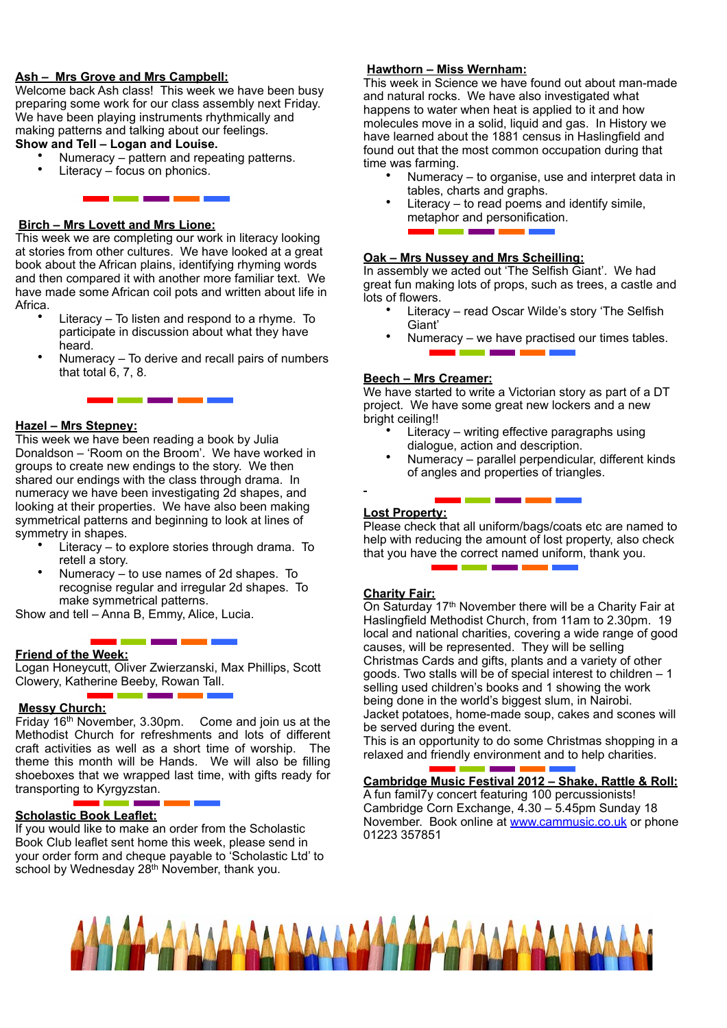**Ash – Mrs Grove and Mrs Campbell:**

Welcome back Ash class! This week we have been busy preparing some work for our class assembly next Friday. We have been playing instruments rhythmically and making patterns and talking about our feelings.

**Show and Tell – Logan and Louise.**

- Numeracy – pattern and repeating patterns.
- Literacy – focus on phonics.

**Birch – Mrs Lovett and Mrs Lione:**

This week we are completing our work in literacy looking at stories from other cultures. We have looked at a great book about the African plains, identifying rhyming words and then compared it with another more familiar text. We have made some African coil pots and written about life in Africa.

- Literacy – To listen and respond to a rhyme. To participate in discussion about what they have heard.
- Numeracy – To derive and recall pairs of numbers that total 6, 7, 8.

**Hazel – Mrs Stepney:**

This week we have been reading a book by Julia Donaldson – 'Room on the Broom'. We have worked in groups to create new endings to the story. We then shared our endings with the class through drama. In numeracy we have been investigating 2d shapes, and looking at their properties. We have also been making symmetrical patterns and beginning to look at lines of symmetry in shapes.

- Literacy – to explore stories through drama. To retell a story.
- Numeracy – to use names of 2d shapes. To recognise regular and irregular 2d shapes. To make symmetrical patterns.

Show and tell – Anna B, Emmy, Alice, Lucia.

**Friend of the Week:**

Logan Honeycutt, Oliver Zwierzanski, Max Phillips, Scott Clowery, Katherine Beeby, Rowan Tall.

**Messy Church:**

Friday 16th November, 3.30pm. Come and join us at the Methodist Church for refreshments and lots of different craft activities as well as a short time of worship. The theme this month will be Hands. We will also be filling shoeboxes that we wrapped last time, with gifts ready for transporting to Kyrgyzstan.

**Scholastic Book Leaflet:**

If you would like to make an order from the Scholastic Book Club leaflet sent home this week, please send in your order form and cheque payable to 'Scholastic Ltd' to school by Wednesday 28th November, thank you.

**Hawthorn – Miss Wernham:**

This week in Science we have found out about man-made and natural rocks. We have also investigated what happens to water when heat is applied to it and how molecules move in a solid, liquid and gas. In History we have learned about the 1881 census in Haslingfield and found out that the most common occupation during that time was farming.

- Numeracy – to organise, use and interpret data in tables, charts and graphs.
- Literacy – to read poems and identify simile, metaphor and personification.

**Oak – Mrs Nussey and Mrs Scheilling:**

In assembly we acted out 'The Selfish Giant'. We had great fun making lots of props, such as trees, a castle and lots of flowers.

- Literacy – read Oscar Wilde's story 'The Selfish Giant'
- Numeracy – we have practised our times tables.

**Beech – Mrs Creamer:**

We have started to write a Victorian story as part of a DT project. We have some great new lockers and a new bright ceiling!!

- Literacy – writing effective paragraphs using dialogue, action and description.
- Numeracy – parallel perpendicular, different kinds of angles and properties of triangles.

**Lost Property:**

Please check that all uniform/bags/coats etc are named to help with reducing the amount of lost property, also check that you have the correct named uniform, thank you.

**Charity Fair:**

On Saturday 17th November there will be a Charity Fair at Haslingfield Methodist Church, from 11am to 2.30pm. 19 local and national charities, covering a wide range of good causes, will be represented. They will be selling Christmas Cards and gifts, plants and a variety of other goods. Two stalls will be of special interest to children – 1 selling used children's books and 1 showing the work being done in the world's biggest slum, in Nairobi. Jacket potatoes, home-made soup, cakes and scones will be served during the event.

This is an opportunity to do some Christmas shopping in a relaxed and friendly environment and to help charities.

**Cambridge Music Festival 2012 – Shake, Rattle & Roll:**

A fun famil7y concert featuring 100 percussionists! Cambridge Corn Exchange, 4.30 – 5.45pm Sunday 18 November. Book online at www.cammusic.co.uk or phone 01223 357851